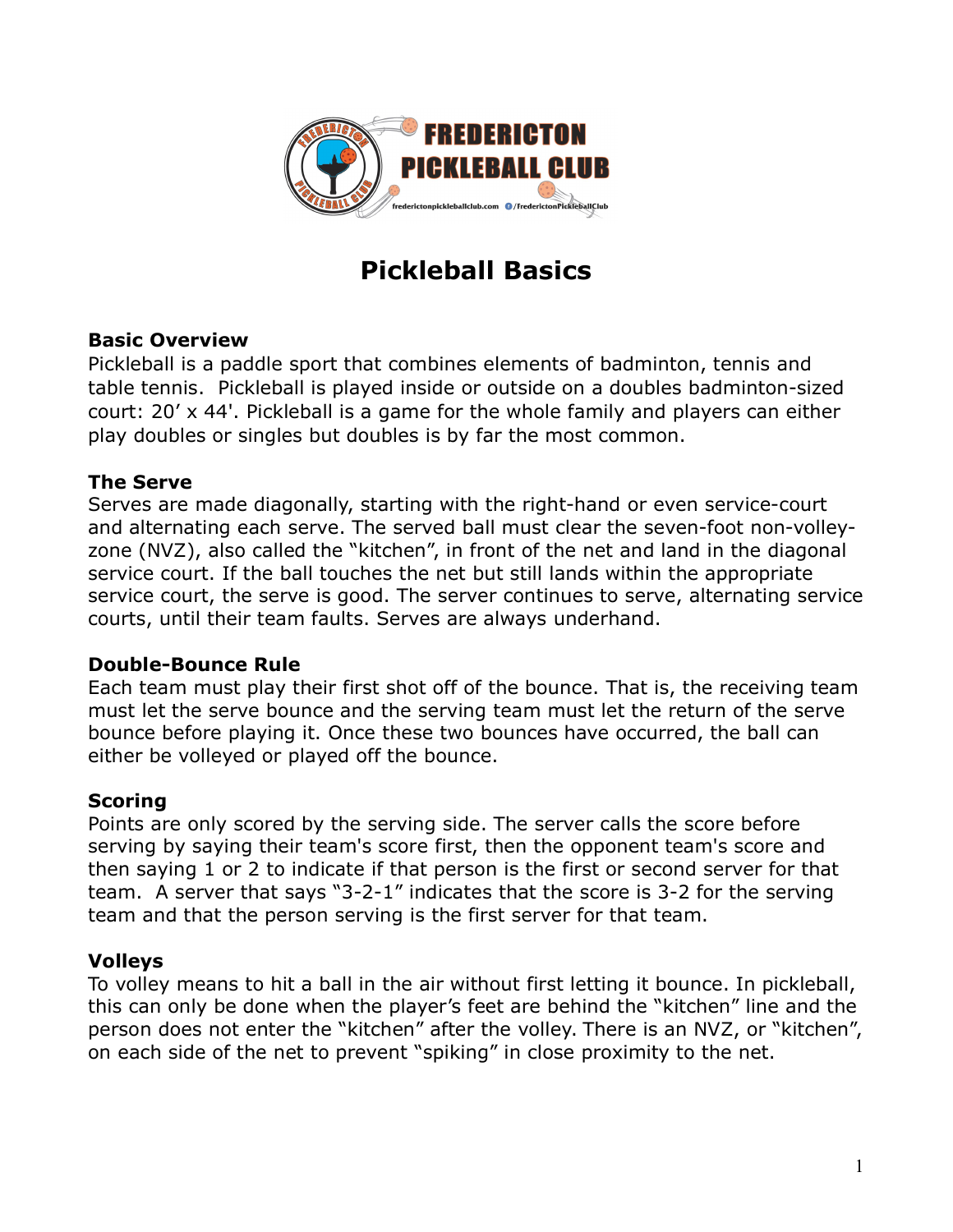# Pickleball Basics

## Basic Overview

Pickleball is a paddle sport that combines elements of badminton, tennis and table tennis. Pickleball is played inside or outside on a doubles badminton-sized court: 20' x 44'. Pickleball is a game for the whole family and players can either play doubles or singles but doubles is by far the most common.

## The Serve

Serves are made diagonally, starting with the right-hand or even service-court and alternating each serve. The served ball must clear the seven-foot non-volley-zone (NVZ), also called the "kitchen", in front of the net and land in the diagonal service court. If the ball touches the net but still lands within the appropriate service court, the serve is good. The server continues to serve, alternating service courts, until their team faults. Serves are always underhand.

## Double-Bounce Rule

Each team must play their first shot off of the bounce. That is, the receiving team must let the serve bounce and the serving team must let the return of the serve bounce before playing it. Once these two bounces have occurred, the ball can either be volleyed or played off the bounce.

## Scoring

Points are only scored by the serving side. The server calls the score before serving by saying their team's score first, then the opponent team's score and then saying 1 or 2 to indicate if that person is the first or second server for that team. A server that says "3-2-1" indicates that the score is 3-2 for the serving team and that the person serving is the first server for that team.

## Volleys

To volley means to hit a ball in the air without first letting it bounce. In pickleball, this can only be done when the player's feet are behind the "kitchen" line and the person does not enter the "kitchen" after the volley. There is an NVZ, or "kitchen", on each side of the net to prevent "spiking" in close proximity to the net.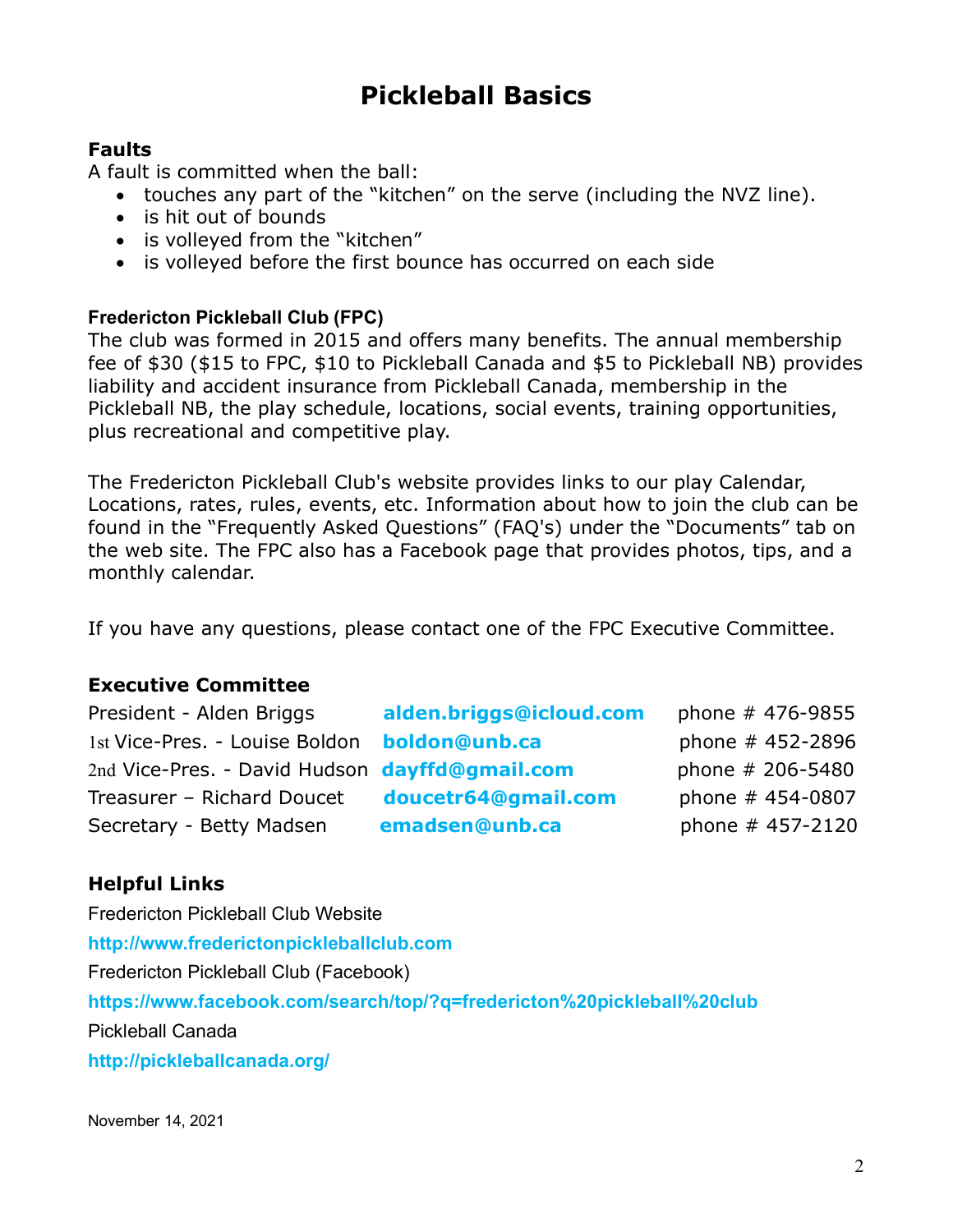# Pickleball Basics

### Faults

A fault is committed when the ball:

- touches any part of the "kitchen" on the serve (including the NVZ line).
- is hit out of bounds
- is volleyed from the "kitchen"
- is volleyed before the first bounce has occurred on each side

### Fredericton Pickleball Club (FPC)

The club was formed in 2015 and offers many benefits. The annual membership fee of $30 ($15 to FPC, $10 to Pickleball Canada and $5 to Pickleball NB) provides liability and accident insurance from Pickleball Canada, membership in the Pickleball NB, the play schedule, locations, social events, training opportunities, plus recreational and competitive play.

The Fredericton Pickleball Club's website provides links to our play Calendar, Locations, rates, rules, events, etc. Information about how to join the club can be found in the "Frequently Asked Questions" (FAQ's) under the "Documents" tab on the web site. The FPC also has a Facebook page that provides photos, tips, and a monthly calendar.

If you have any questions, please contact one of the FPC Executive Committee.

### Executive Committee

| | | |
|---|---|---|
| President - Alden Briggs | **alden.briggs@icloud.com** | phone # 476-9855 |
| 1st Vice-Pres. - Louise Boldon | **boldon@unb.ca** | phone # 452-2896 |
| 2nd Vice-Pres. - David Hudson | **dayffd@gmail.com** | phone # 206-5480 |
| Treasurer – Richard Doucet | **doucetr64@gmail.com** | phone # 454-0807 |
| Secretary - Betty Madsen | **emadsen@unb.ca** | phone # 457-2120 |

### Helpful Links

Fredericton Pickleball Club Website

**http://www.frederictonpickleballclub.com**

Fredericton Pickleball Club (Facebook)

**https://www.facebook.com/search/top/?q=fredericton%20pickleball%20club**

Pickleball Canada

**http://pickleballcanada.org/**

November 14, 2021